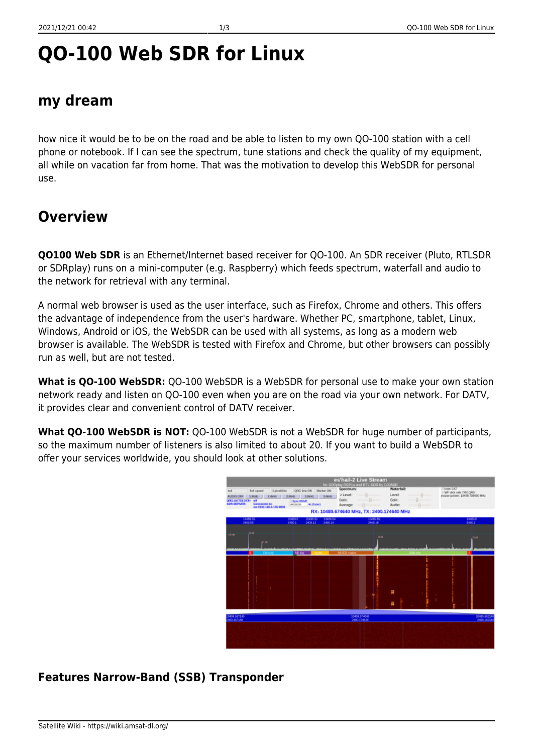# QO-100 Web SDR for Linux

## my dream

how nice it would be to be on the road and be able to listen to my own QO-100 station with a cell phone or notebook. If I can see the spectrum, tune stations and check the quality of my equipment, all while on vacation far from home. That was the motivation to develop this WebSDR for personal use.

## Overview

**QO100 Web SDR** is an Ethernet/Internet based receiver for QO-100. An SDR receiver (Pluto, RTLSDR or SDRplay) runs on a mini-computer (e.g. Raspberry) which feeds spectrum, waterfall and audio to the network for retrieval with any terminal.

A normal web browser is used as the user interface, such as Firefox, Chrome and others. This offers the advantage of independence from the user's hardware. Whether PC, smartphone, tablet, Linux, Windows, Android or iOS, the WebSDR can be used with all systems, as long as a modern web browser is available. The WebSDR is tested with Firefox and Chrome, but other browsers can possibly run as well, but are not tested.

**What is QO-100 WebSDR:** QO-100 WebSDR is a WebSDR for personal use to make your own station network ready and listen on QO-100 even when you are on the road via your own network. For DATV, it provides clear and convenient control of DATV receiver.

**What QO-100 WebSDR is NOT:** QO-100 WebSDR is not a WebSDR for huge number of participants, so the maximum number of listeners is also limited to about 20. If you want to build a WebSDR to offer your services worldwide, you should look at other solutions.

### Features Narrow-Band (SSB) Transponder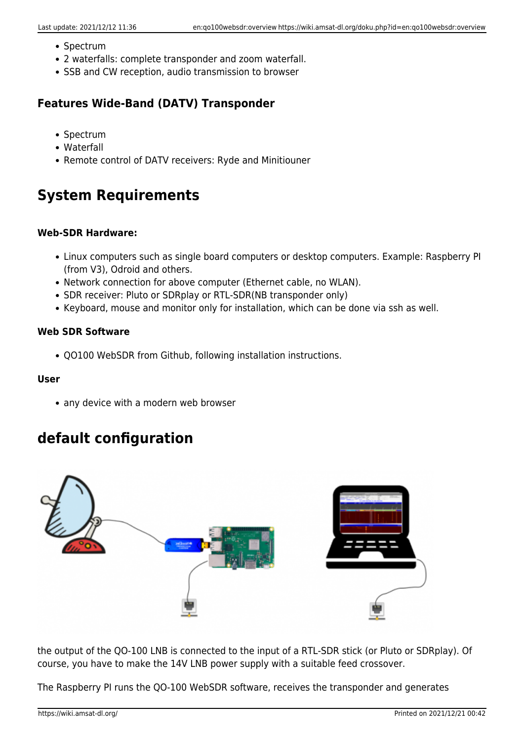- Spectrum
- 2 waterfalls: complete transponder and zoom waterfall.
- SSB and CW reception, audio transmission to browser

### Features Wide-Band (DATV) Transponder

- Spectrum
- Waterfall
- Remote control of DATV receivers: Ryde and Minitiouner

## System Requirements

#### Web-SDR Hardware:

- Linux computers such as single board computers or desktop computers. Example: Raspberry PI (from V3), Odroid and others.
- Network connection for above computer (Ethernet cable, no WLAN).
- SDR receiver: Pluto or SDRplay or RTL-SDR(NB transponder only)
- Keyboard, mouse and monitor only for installation, which can be done via ssh as well.

#### Web SDR Software

- QO100 WebSDR from Github, following installation instructions.

#### User

- any device with a modern web browser

## default configuration

the output of the QO-100 LNB is connected to the input of a RTL-SDR stick (or Pluto or SDRplay). Of course, you have to make the 14V LNB power supply with a suitable feed crossover.

The Raspberry PI runs the QO-100 WebSDR software, receives the transponder and generates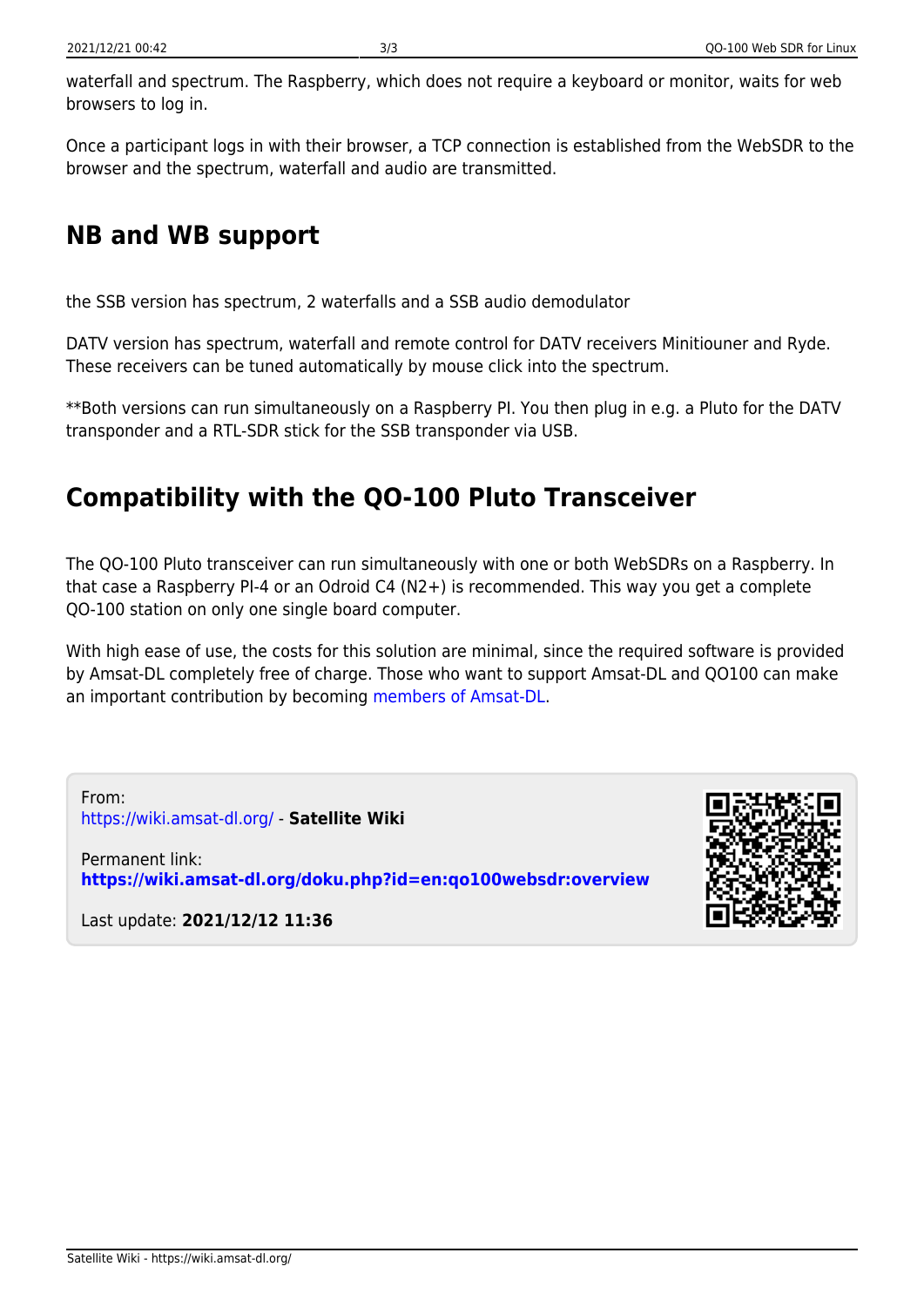waterfall and spectrum. The Raspberry, which does not require a keyboard or monitor, waits for web browsers to log in.

Once a participant logs in with their browser, a TCP connection is established from the WebSDR to the browser and the spectrum, waterfall and audio are transmitted.

## NB and WB support

the SSB version has spectrum, 2 waterfalls and a SSB audio demodulator

DATV version has spectrum, waterfall and remote control for DATV receivers Minitiouner and Ryde. These receivers can be tuned automatically by mouse click into the spectrum.

**Both versions can run simultaneously on a Raspberry PI. You then plug in e.g. a Pluto for the DATV transponder and a RTL-SDR stick for the SSB transponder via USB.

## Compatibility with the QO-100 Pluto Transceiver

The QO-100 Pluto transceiver can run simultaneously with one or both WebSDRs on a Raspberry. In that case a Raspberry PI-4 or an Odroid C4 (N2+) is recommended. This way you get a complete QO-100 station on only one single board computer.

With high ease of use, the costs for this solution are minimal, since the required software is provided by Amsat-DL completely free of charge. Those who want to support Amsat-DL and QO100 can make an important contribution by becoming members of Amsat-DL.

From:
https://wiki.amsat-dl.org/ - **Satellite Wiki**

Permanent link:
**https://wiki.amsat-dl.org/doku.php?id=en:qo100websdr:overview**

Last update: **2021/12/12 11:36**